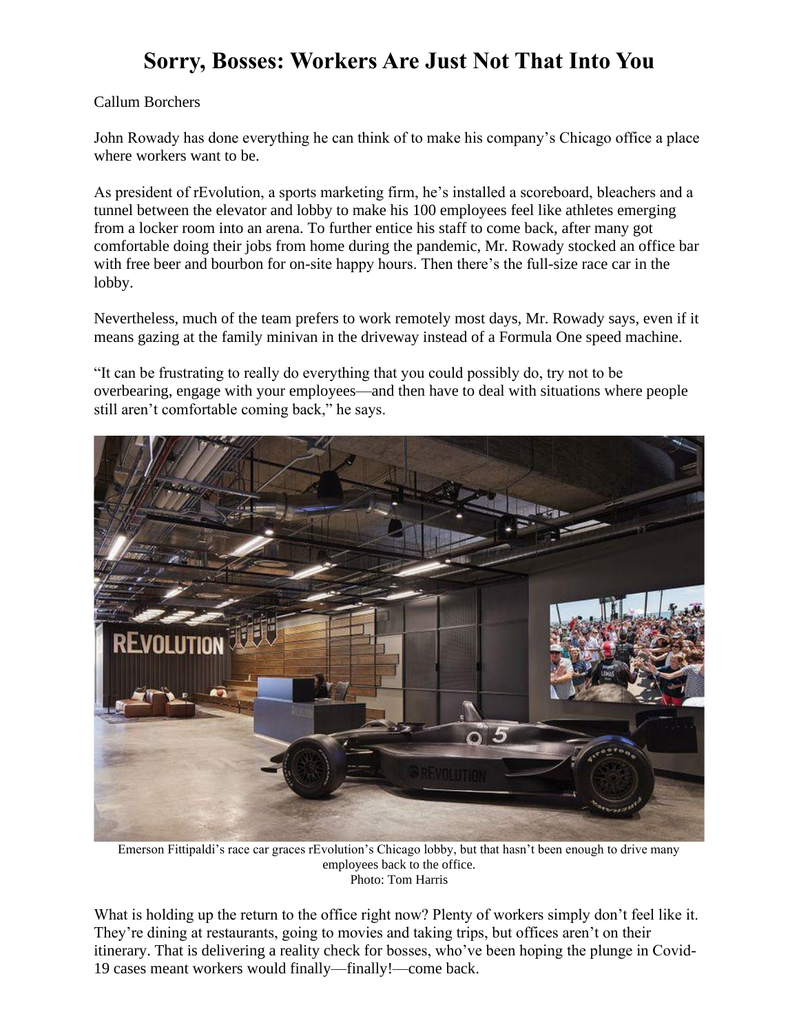# Sorry, Bosses: Workers Are Just Not That Into You

Callum Borchers

John Rowady has done everything he can think of to make his company's Chicago office a place where workers want to be.

As president of rEvolution, a sports marketing firm, he's installed a scoreboard, bleachers and a tunnel between the elevator and lobby to make his 100 employees feel like athletes emerging from a locker room into an arena. To further entice his staff to come back, after many got comfortable doing their jobs from home during the pandemic, Mr. Rowady stocked an office bar with free beer and bourbon for on-site happy hours. Then there's the full-size race car in the lobby.

Nevertheless, much of the team prefers to work remotely most days, Mr. Rowady says, even if it means gazing at the family minivan in the driveway instead of a Formula One speed machine.

"It can be frustrating to really do everything that you could possibly do, try not to be overbearing, engage with your employees—and then have to deal with situations where people still aren't comfortable coming back," he says.

Emerson Fittipaldi's race car graces rEvolution's Chicago lobby, but that hasn't been enough to drive many employees back to the office.
Photo: Tom Harris

What is holding up the return to the office right now? Plenty of workers simply don't feel like it. They're dining at restaurants, going to movies and taking trips, but offices aren't on their itinerary. That is delivering a reality check for bosses, who've been hoping the plunge in Covid-19 cases meant workers would finally—finally!—come back.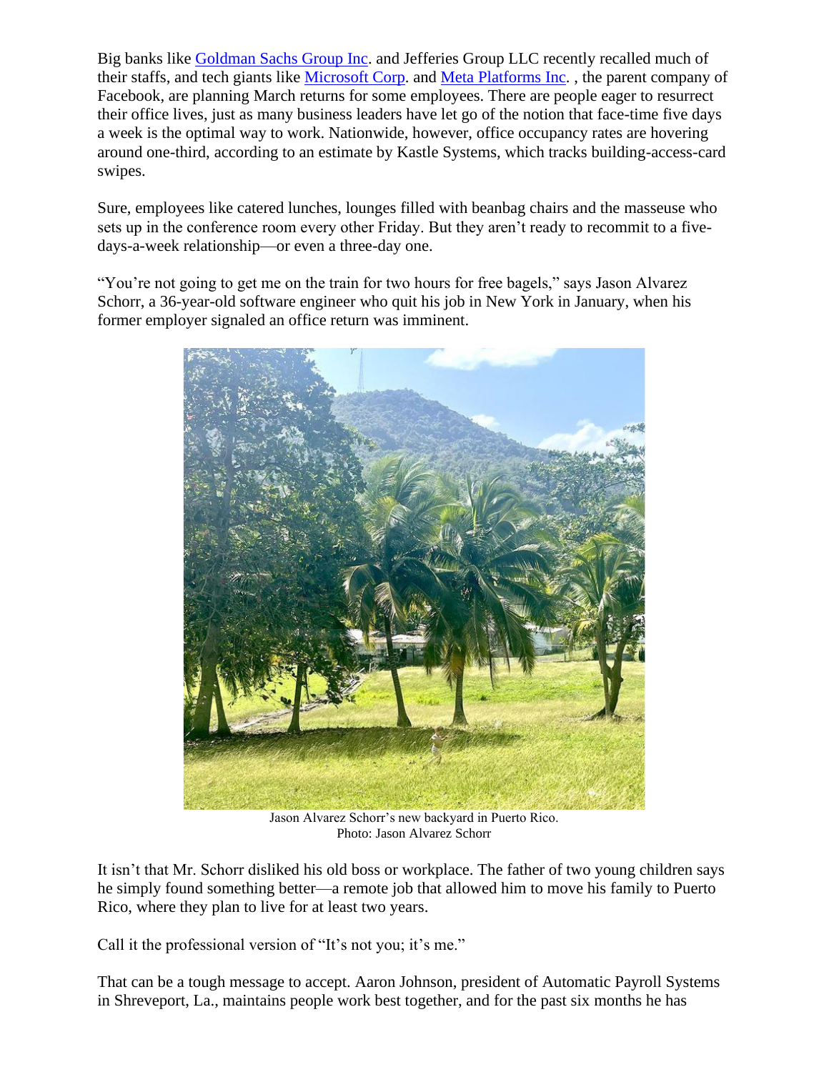Big banks like Goldman Sachs Group Inc. and Jefferies Group LLC recently recalled much of their staffs, and tech giants like Microsoft Corp. and Meta Platforms Inc. , the parent company of Facebook, are planning March returns for some employees. There are people eager to resurrect their office lives, just as many business leaders have let go of the notion that face-time five days a week is the optimal way to work. Nationwide, however, office occupancy rates are hovering around one-third, according to an estimate by Kastle Systems, which tracks building-access-card swipes.

Sure, employees like catered lunches, lounges filled with beanbag chairs and the masseuse who sets up in the conference room every other Friday. But they aren't ready to recommit to a five-days-a-week relationship—or even a three-day one.

"You're not going to get me on the train for two hours for free bagels," says Jason Alvarez Schorr, a 36-year-old software engineer who quit his job in New York in January, when his former employer signaled an office return was imminent.

Jason Alvarez Schorr's new backyard in Puerto Rico.
Photo: Jason Alvarez Schorr

It isn't that Mr. Schorr disliked his old boss or workplace. The father of two young children says he simply found something better—a remote job that allowed him to move his family to Puerto Rico, where they plan to live for at least two years.

Call it the professional version of "It's not you; it's me."

That can be a tough message to accept. Aaron Johnson, president of Automatic Payroll Systems in Shreveport, La., maintains people work best together, and for the past six months he has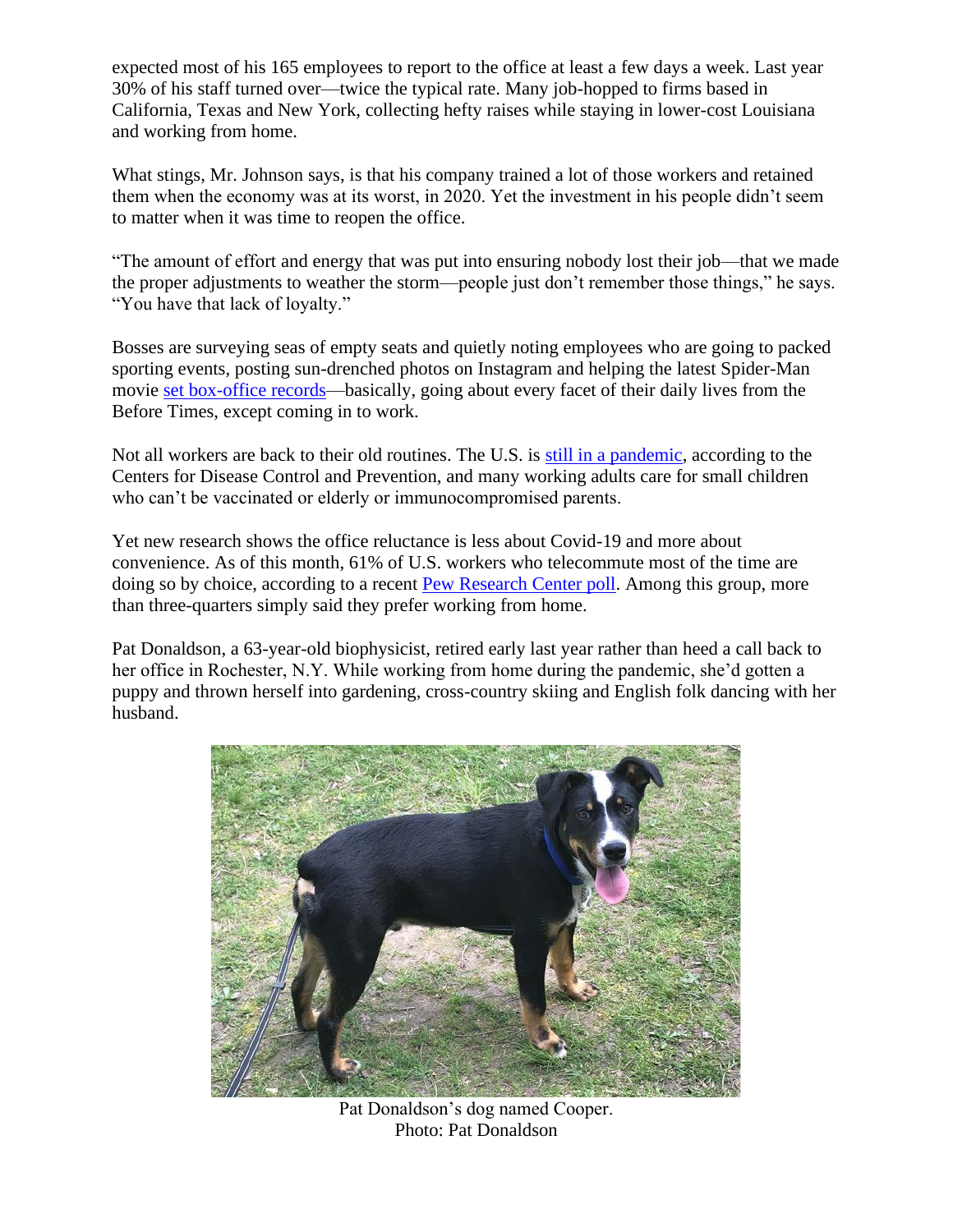expected most of his 165 employees to report to the office at least a few days a week. Last year 30% of his staff turned over—twice the typical rate. Many job-hopped to firms based in California, Texas and New York, collecting hefty raises while staying in lower-cost Louisiana and working from home.

What stings, Mr. Johnson says, is that his company trained a lot of those workers and retained them when the economy was at its worst, in 2020. Yet the investment in his people didn't seem to matter when it was time to reopen the office.

"The amount of effort and energy that was put into ensuring nobody lost their job—that we made the proper adjustments to weather the storm—people just don't remember those things," he says. "You have that lack of loyalty."

Bosses are surveying seas of empty seats and quietly noting employees who are going to packed sporting events, posting sun-drenched photos on Instagram and helping the latest Spider-Man movie set box-office records—basically, going about every facet of their daily lives from the Before Times, except coming in to work.

Not all workers are back to their old routines. The U.S. is still in a pandemic, according to the Centers for Disease Control and Prevention, and many working adults care for small children who can't be vaccinated or elderly or immunocompromised parents.

Yet new research shows the office reluctance is less about Covid-19 and more about convenience. As of this month, 61% of U.S. workers who telecommute most of the time are doing so by choice, according to a recent Pew Research Center poll. Among this group, more than three-quarters simply said they prefer working from home.

Pat Donaldson, a 63-year-old biophysicist, retired early last year rather than heed a call back to her office in Rochester, N.Y. While working from home during the pandemic, she'd gotten a puppy and thrown herself into gardening, cross-country skiing and English folk dancing with her husband.

Pat Donaldson's dog named Cooper.
Photo: Pat Donaldson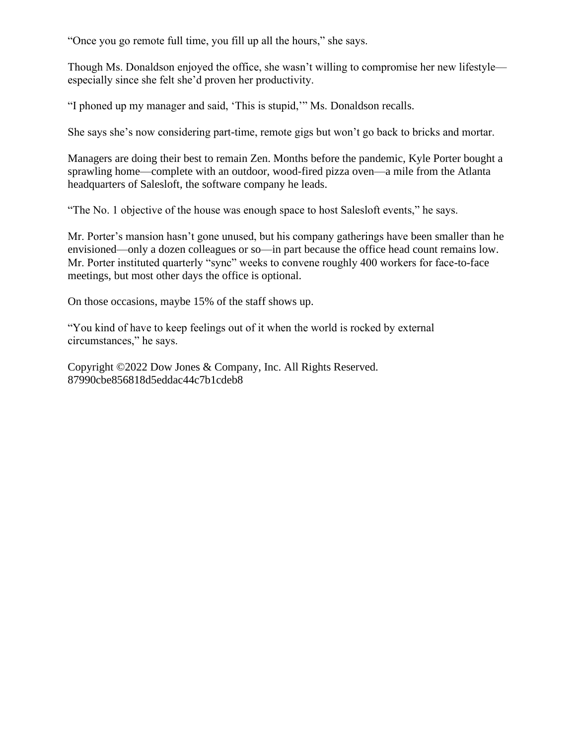“Once you go remote full time, you fill up all the hours,” she says.

Though Ms. Donaldson enjoyed the office, she wasn’t willing to compromise her new lifestyle—especially since she felt she’d proven her productivity.

“I phoned up my manager and said, ‘This is stupid,’” Ms. Donaldson recalls.

She says she’s now considering part-time, remote gigs but won’t go back to bricks and mortar.

Managers are doing their best to remain Zen. Months before the pandemic, Kyle Porter bought a sprawling home—complete with an outdoor, wood-fired pizza oven—a mile from the Atlanta headquarters of Salesloft, the software company he leads.

“The No. 1 objective of the house was enough space to host Salesloft events,” he says.

Mr. Porter’s mansion hasn’t gone unused, but his company gatherings have been smaller than he envisioned—only a dozen colleagues or so—in part because the office head count remains low. Mr. Porter instituted quarterly “sync” weeks to convene roughly 400 workers for face-to-face meetings, but most other days the office is optional.

On those occasions, maybe 15% of the staff shows up.

“You kind of have to keep feelings out of it when the world is rocked by external circumstances,” he says.

Copyright ©2022 Dow Jones & Company, Inc. All Rights Reserved.
87990cbe856818d5eddac44c7b1cdeb8